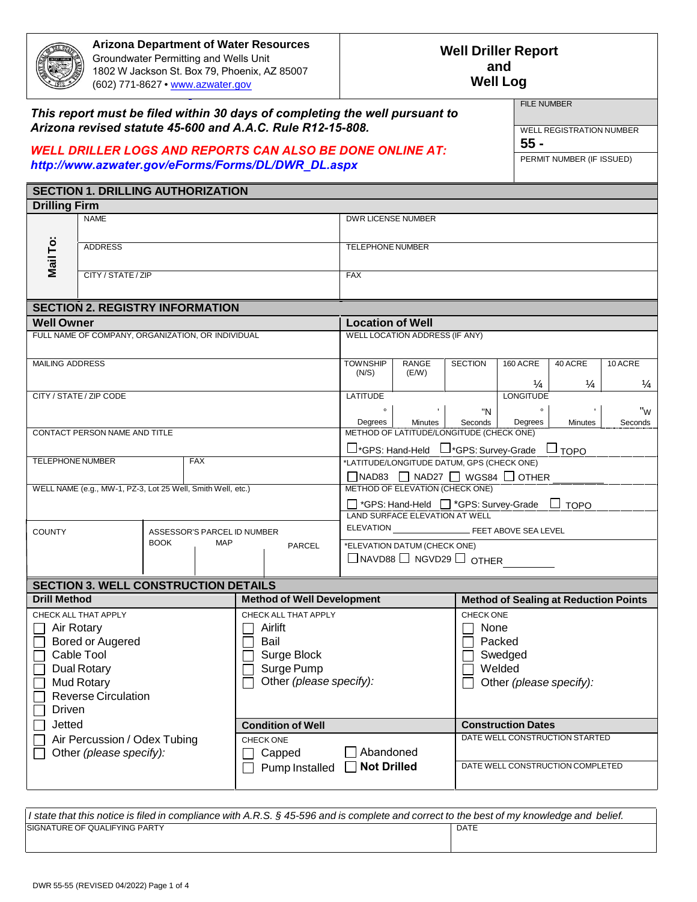**Arizona Department of Water Resources**
Groundwater Permitting and Wells Unit
1802 W Jackson St. Box 79, Phoenix, AZ 85007
(602) 771-8627 • www.azwater.gov

# Well Driller Report and Well Log

***This report must be filed within 30 days of completing the well pursuant to Arizona revised statute 45-600 and A.A.C. Rule R12-15-808.***

***WELL DRILLER LOGS AND REPORTS CAN ALSO BE DONE ONLINE AT: http://www.azwater.gov/eForms/Forms/DL/DWR_DL.aspx***

| FILE NUMBER |
|---|
| WELL REGISTRATION NUMBER 55 - |
| PERMIT NUMBER (IF ISSUED) |

## SECTION 1. DRILLING AUTHORIZATION

### Drilling Firm

| Mail To: | | |
|---|---|---|
| | NAME | DWR LICENSE NUMBER |
| | ADDRESS | TELEPHONE NUMBER |
| | CITY / STATE / ZIP | FAX |

## SECTION 2. REGISTRY INFORMATION

### Well Owner

| | |
|---|---|
| FULL NAME OF COMPANY, ORGANIZATION, OR INDIVIDUAL | |
| MAILING ADDRESS | |
| CITY / STATE / ZIP CODE | |
| CONTACT PERSON NAME AND TITLE | |
| TELEPHONE NUMBER | FAX |
| WELL NAME (e.g., MW-1, PZ-3, Lot 25 Well, Smith Well, etc.) | |

| COUNTY | ASSESSOR'S PARCEL ID NUMBER | | |
|---|---|---|---|
| | BOOK | MAP | PARCEL |

### Location of Well

WELL LOCATION ADDRESS (IF ANY)

| TOWNSHIP (N/S) | RANGE (E/W) | SECTION | 160 ACRE | 40 ACRE | 10 ACRE |
|---|---|---|---|---|---|
| | | | ¼ | ¼ | ¼ |

| LATITUDE | | | LONGITUDE | | |
|---|---|---|---|---|---|
| ° Degrees | ' Minutes | "N Seconds | ° Degrees | ' Minutes | "W Seconds |

METHOD OF LATITUDE/LONGITUDE (CHECK ONE)
☐ *GPS: Hand-Held ☐ *GPS: Survey-Grade ☐ TOPO

*LATITUDE/LONGITUDE DATUM, GPS (CHECK ONE)
☐ NAD83 ☐ NAD27 ☐ WGS84 ☐ OTHER ________

METHOD OF ELEVATION (CHECK ONE)
☐ *GPS: Hand-Held ☐ *GPS: Survey-Grade ☐ TOPO

LAND SURFACE ELEVATION AT WELL
ELEVATION ______________ FEET ABOVE SEA LEVEL

*ELEVATION DATUM (CHECK ONE)
☐ NAVD88 ☐ NGVD29 ☐ OTHER ________

## SECTION 3. WELL CONSTRUCTION DETAILS

### Drill Method

CHECK ALL THAT APPLY
- ☐ Air Rotary
- ☐ Bored or Augered
- ☐ Cable Tool
- ☐ Dual Rotary
- ☐ Mud Rotary
- ☐ Reverse Circulation
- ☐ Driven
- ☐ Jetted
- ☐ Air Percussion / Odex Tubing
- ☐ Other *(please specify)*:

### Method of Well Development

CHECK ALL THAT APPLY
- ☐ Airlift
- ☐ Bail
- ☐ Surge Block
- ☐ Surge Pump
- ☐ Other *(please specify)*:

### Method of Sealing at Reduction Points

CHECK ONE
- ☐ None
- ☐ Packed
- ☐ Swedged
- ☐ Welded
- ☐ Other *(please specify)*:

### Condition of Well

CHECK ONE
- ☐ Capped
- ☐ Pump Installed
- ☐ Abandoned
- ☐ **Not Drilled**

### Construction Dates

DATE WELL CONSTRUCTION STARTED

DATE WELL CONSTRUCTION COMPLETED

*I state that this notice is filed in compliance with A.R.S. § 45-596 and is complete and correct to the best of my knowledge and belief.*

| SIGNATURE OF QUALIFYING PARTY | DATE |
|---|---|
| | |

DWR 55-55 (REVISED 04/2022)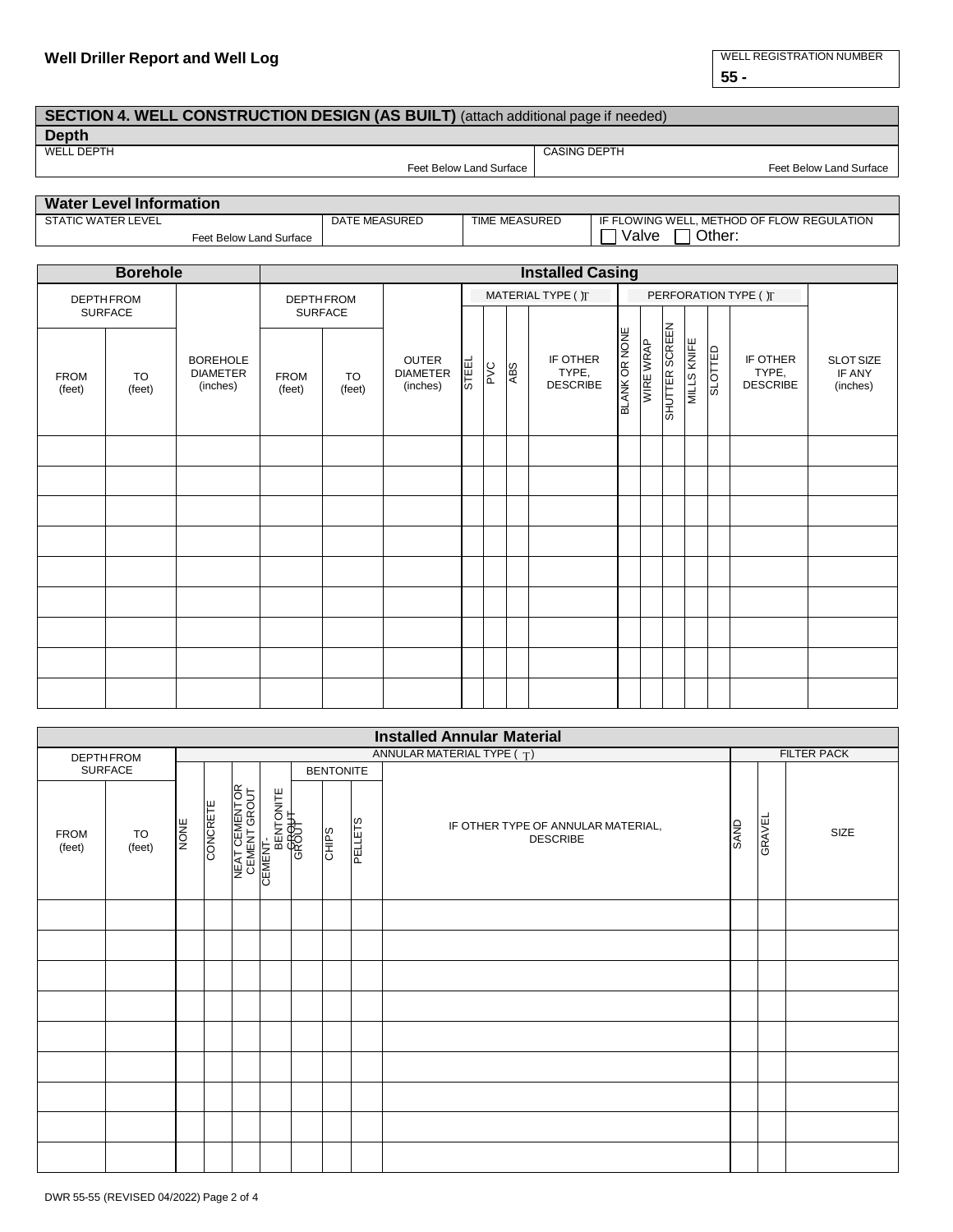**Well Driller Report and Well Log**

| WELL REGISTRATION NUMBER |
|---|
| **55 -** |

## SECTION 4. WELL CONSTRUCTION DESIGN (AS BUILT) (attach additional page if needed)

### Depth

| WELL DEPTH | CASING DEPTH |
|---|---|
| Feet Below Land Surface | Feet Below Land Surface |

### Water Level Information

| STATIC WATER LEVEL | DATE MEASURED | TIME MEASURED | IF FLOWING WELL, METHOD OF FLOW REGULATION |
|---|---|---|---|
| Feet Below Land Surface | | | ☐ Valve ☐ Other: |

### Borehole / Installed Casing

| Borehole | | | Installed Casing | | | | | | | | | | | | | |
|---|---|---|---|---|---|---|---|---|---|---|---|---|---|---|---|---|
| DEPTH FROM SURFACE | | | DEPTH FROM SURFACE | | | MATERIAL TYPE (✓) | | | | PERFORATION TYPE (✓) | | | | | | |
| FROM (feet) | TO (feet) | BOREHOLE DIAMETER (inches) | FROM (feet) | TO (feet) | OUTER DIAMETER (inches) | STEEL | PVC | ABS | IF OTHER TYPE, DESCRIBE | BLANK OR NONE | WIRE WRAP | SHUTTER SCREEN | MILLS KNIFE | SLOTTED | IF OTHER TYPE, DESCRIBE | SLOT SIZE IF ANY (inches) |
| | | | | | | | | | | | | | | | | |
| | | | | | | | | | | | | | | | | |
| | | | | | | | | | | | | | | | | |
| | | | | | | | | | | | | | | | | |
| | | | | | | | | | | | | | | | | |
| | | | | | | | | | | | | | | | | |
| | | | | | | | | | | | | | | | | |
| | | | | | | | | | | | | | | | | |
| | | | | | | | | | | | | | | | | |

### Installed Annular Material

| DEPTH FROM SURFACE | | ANNULAR MATERIAL TYPE (✓) | | | | | | | | FILTER PACK | | |
|---|---|---|---|---|---|---|---|---|---|---|---|---|
| | | | | | | BENTONITE | | | | | | |
| FROM (feet) | TO (feet) | NONE | CONCRETE | NEAT CEMENT OR CEMENT GROUT | CEMENT-BENTONITE GROUT | GROUT | CHIPS | PELLETS | IF OTHER TYPE OF ANNULAR MATERIAL, DESCRIBE | SAND | GRAVEL | SIZE |
| | | | | | | | | | | | | |
| | | | | | | | | | | | | |
| | | | | | | | | | | | | |
| | | | | | | | | | | | | |
| | | | | | | | | | | | | |
| | | | | | | | | | | | | |
| | | | | | | | | | | | | |
| | | | | | | | | | | | | |
| | | | | | | | | | | | | |

DWR 55-55 (REVISED 04/2022) Page 2 of 4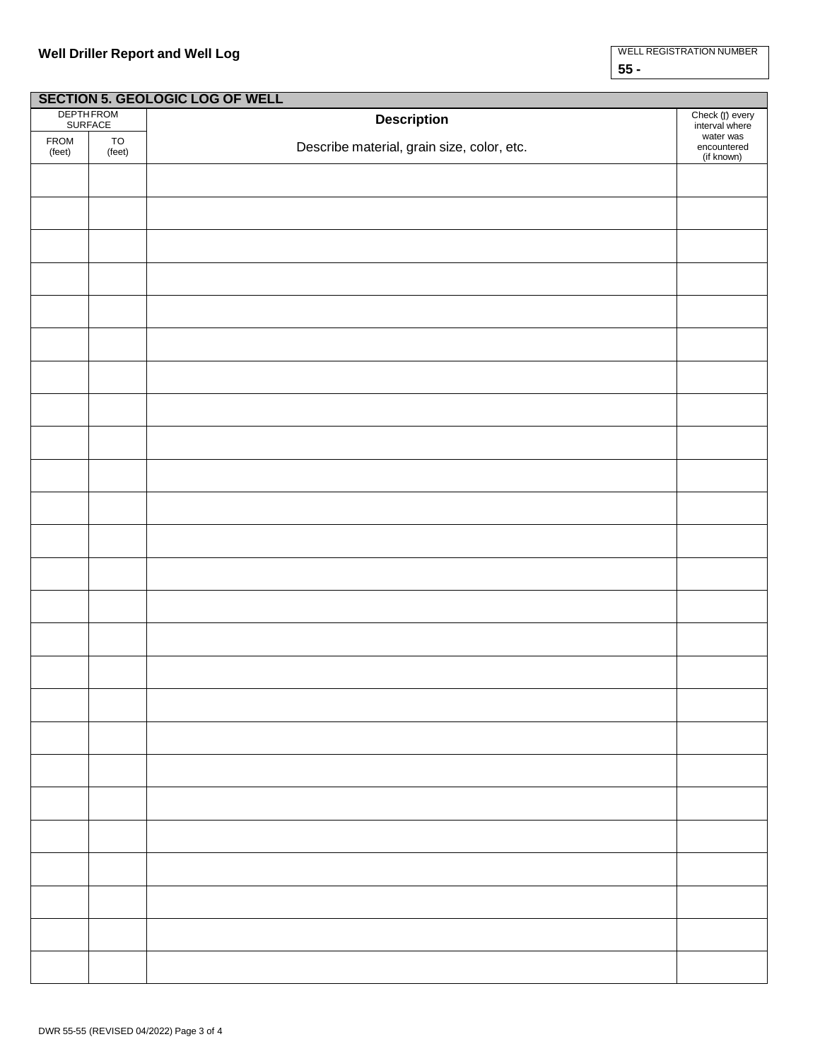## Well Driller Report and Well Log

| WELL REGISTRATION NUMBER |
|---|
| 55 - |

### SECTION 5. GEOLOGIC LOG OF WELL

| DEPTH FROM SURFACE | | Description | Check (✓) every interval where water was encountered (if known) |
|---|---|---|---|
| FROM (feet) | TO (feet) | Describe material, grain size, color, etc. | |
| | | | |
| | | | |
| | | | |
| | | | |
| | | | |
| | | | |
| | | | |
| | | | |
| | | | |
| | | | |
| | | | |
| | | | |
| | | | |
| | | | |
| | | | |
| | | | |
| | | | |
| | | | |
| | | | |
| | | | |
| | | | |
| | | | |
| | | | |
| | | | |
| | | | |

DWR 55-55 (REVISED 04/2022)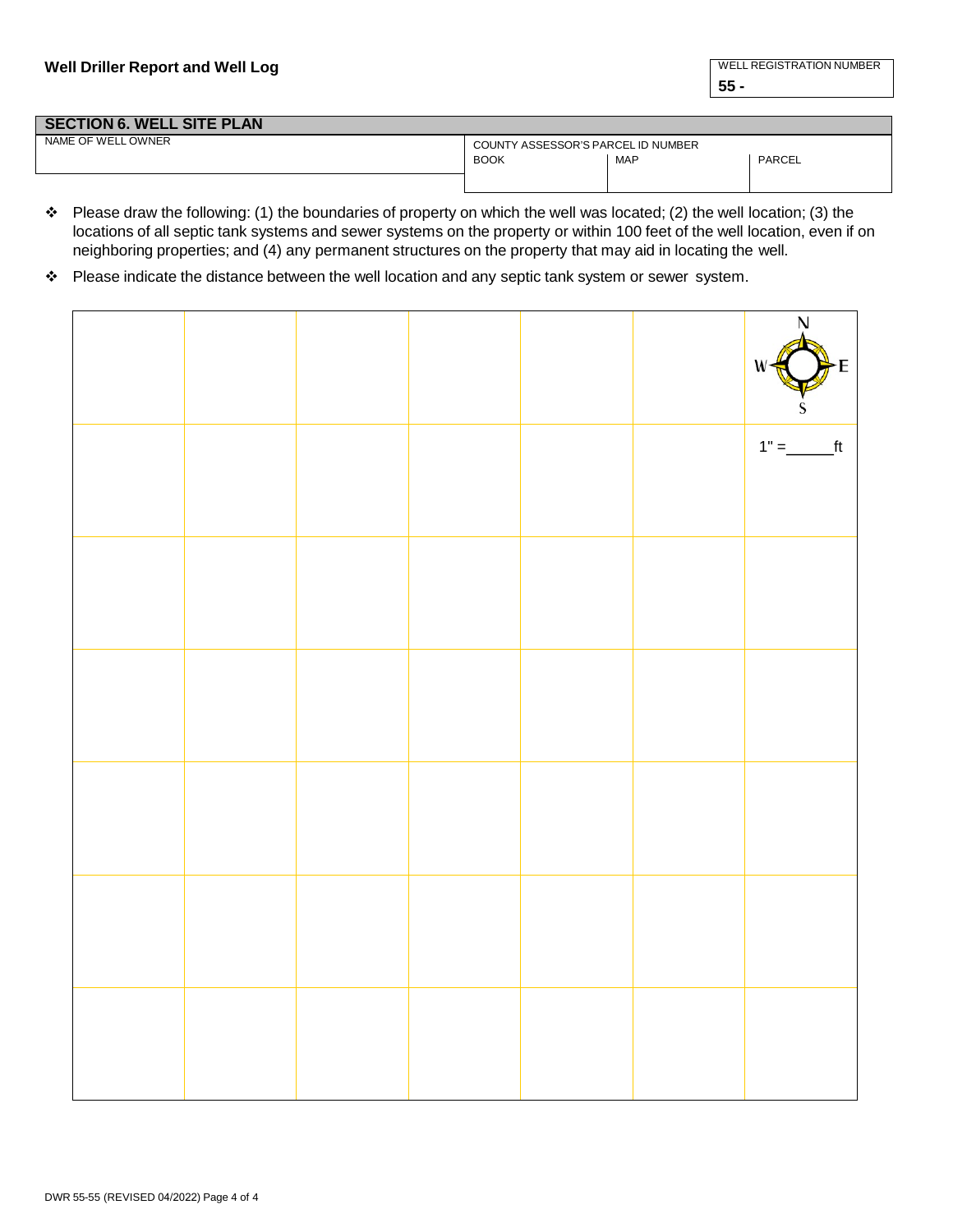**Well Driller Report and Well Log**

| WELL REGISTRATION NUMBER |
|---|
| 55 - |

## SECTION 6. WELL SITE PLAN

| NAME OF WELL OWNER | COUNTY ASSESSOR'S PARCEL ID NUMBER | | |
|---|---|---|---|
| | BOOK | MAP | PARCEL |
| | | | |

- ❖ Please draw the following: (1) the boundaries of property on which the well was located; (2) the well location; (3) the locations of all septic tank systems and sewer systems on the property or within 100 feet of the well location, even if on neighboring properties; and (4) any permanent structures on the property that may aid in locating the well.
- ❖ Please indicate the distance between the well location and any septic tank system or sewer system.

N
W E
S

1" = ______ft

DWR 55-55 (REVISED 04/2022)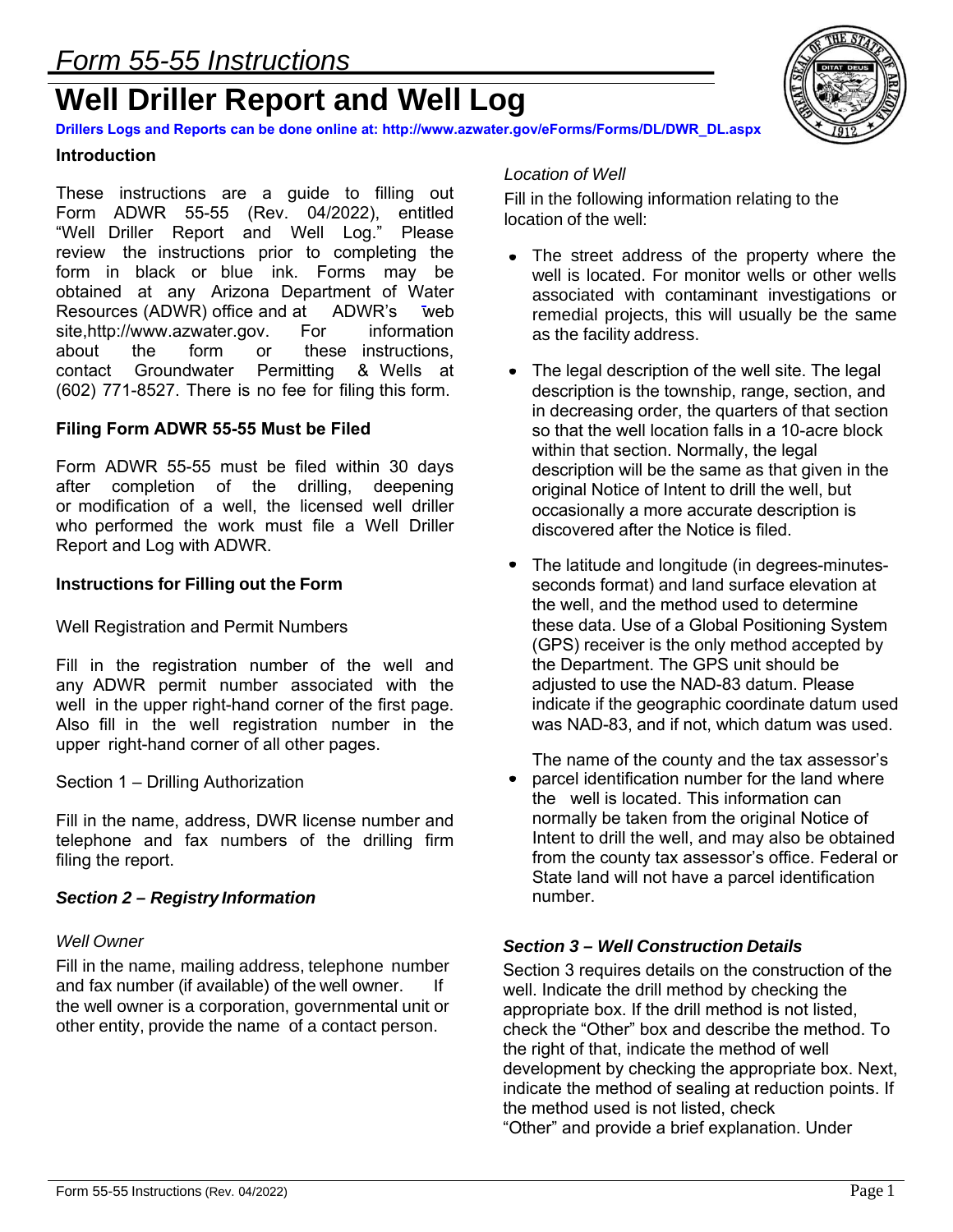# Form 55-55 Instructions

# Well Driller Report and Well Log

**Drillers Logs and Reports can be done online at: http://www.azwater.gov/eForms/Forms/DL/DWR_DL.aspx**

### Introduction

These instructions are a guide to filling out Form ADWR 55-55 (Rev. 04/2022), entitled "Well Driller Report and Well Log." Please review the instructions prior to completing the form in black or blue ink. Forms may be obtained at any Arizona Department of Water Resources (ADWR) office and at ADWR's web site,http://www.azwater.gov. For information about the form or these instructions, contact Groundwater Permitting & Wells at (602) 771-8527. There is no fee for filing this form.

### Filing Form ADWR 55-55 Must be Filed

Form ADWR 55-55 must be filed within 30 days after completion of the drilling, deepening or modification of a well, the licensed well driller who performed the work must file a Well Driller Report and Log with ADWR.

### Instructions for Filling out the Form

Well Registration and Permit Numbers

Fill in the registration number of the well and any ADWR permit number associated with the well in the upper right-hand corner of the first page. Also fill in the well registration number in the upper right-hand corner of all other pages.

Section 1 – Drilling Authorization

Fill in the name, address, DWR license number and telephone and fax numbers of the drilling firm filing the report.

***Section 2 – Registry Information***

*Well Owner*

Fill in the name, mailing address, telephone number and fax number (if available) of the well owner. If the well owner is a corporation, governmental unit or other entity, provide the name of a contact person.

*Location of Well*

Fill in the following information relating to the location of the well:

- The street address of the property where the well is located. For monitor wells or other wells associated with contaminant investigations or remedial projects, this will usually be the same as the facility address.
- The legal description of the well site. The legal description is the township, range, section, and in decreasing order, the quarters of that section so that the well location falls in a 10-acre block within that section. Normally, the legal description will be the same as that given in the original Notice of Intent to drill the well, but occasionally a more accurate description is discovered after the Notice is filed.
- The latitude and longitude (in degrees-minutes-seconds format) and land surface elevation at the well, and the method used to determine these data. Use of a Global Positioning System (GPS) receiver is the only method accepted by the Department. The GPS unit should be adjusted to use the NAD-83 datum. Please indicate if the geographic coordinate datum used was NAD-83, and if not, which datum was used.
- The name of the county and the tax assessor's parcel identification number for the land where the well is located. This information can normally be taken from the original Notice of Intent to drill the well, and may also be obtained from the county tax assessor's office. Federal or State land will not have a parcel identification number.

***Section 3 – Well Construction Details***

Section 3 requires details on the construction of the well. Indicate the drill method by checking the appropriate box. If the drill method is not listed, check the "Other" box and describe the method. To the right of that, indicate the method of well development by checking the appropriate box. Next, indicate the method of sealing at reduction points. If the method used is not listed, check "Other" and provide a brief explanation. Under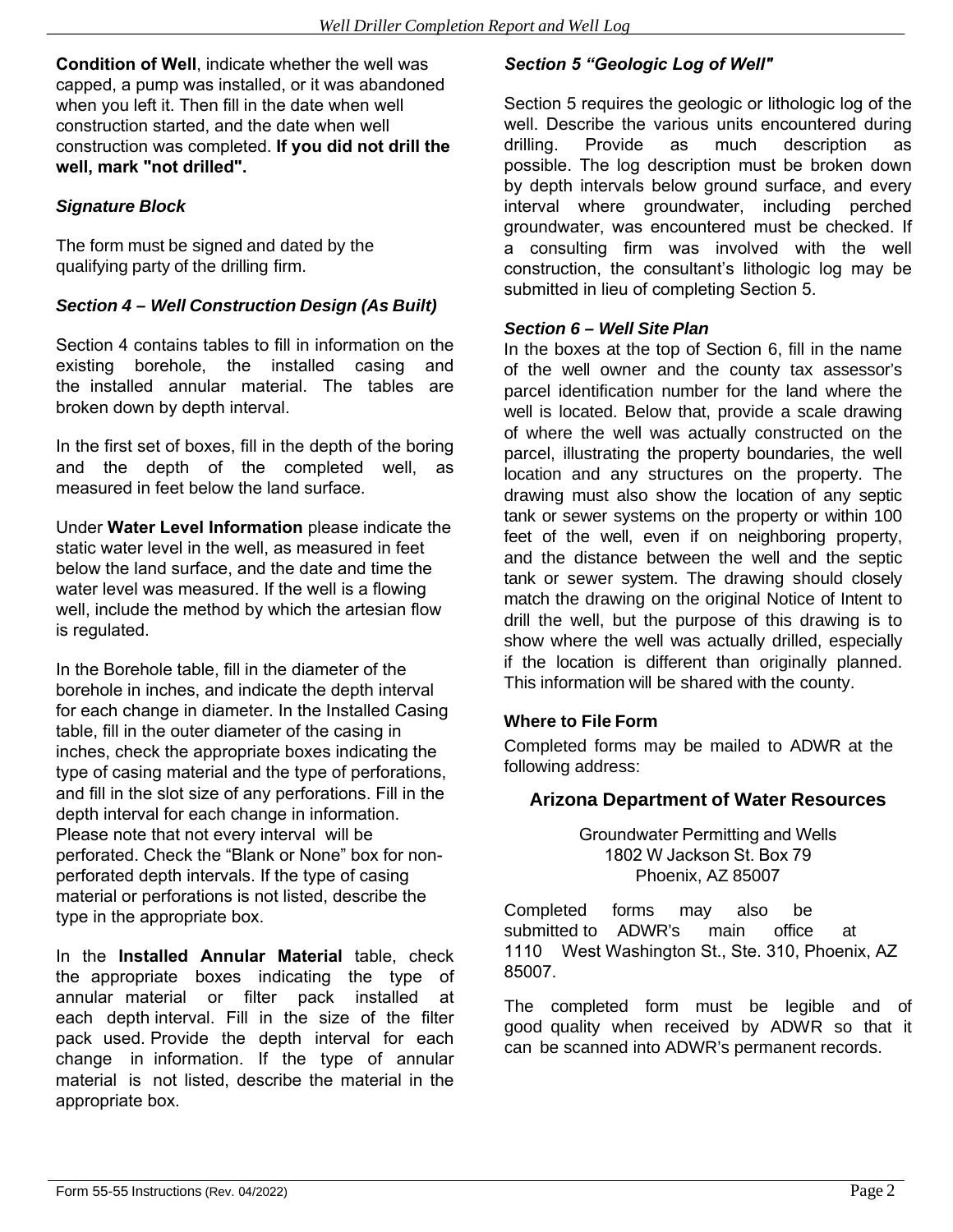**Condition of Well**, indicate whether the well was capped, a pump was installed, or it was abandoned when you left it. Then fill in the date when well construction started, and the date when well construction was completed. **If you did not drill the well, mark "not drilled".**

### *Signature Block*

The form must be signed and dated by the qualifying party of the drilling firm.

### *Section 4 – Well Construction Design (As Built)*

Section 4 contains tables to fill in information on the existing borehole, the installed casing and the installed annular material. The tables are broken down by depth interval.

In the first set of boxes, fill in the depth of the boring and the depth of the completed well, as measured in feet below the land surface.

Under **Water Level Information** please indicate the static water level in the well, as measured in feet below the land surface, and the date and time the water level was measured. If the well is a flowing well, include the method by which the artesian flow is regulated.

In the Borehole table, fill in the diameter of the borehole in inches, and indicate the depth interval for each change in diameter. In the Installed Casing table, fill in the outer diameter of the casing in inches, check the appropriate boxes indicating the type of casing material and the type of perforations, and fill in the slot size of any perforations. Fill in the depth interval for each change in information. Please note that not every interval will be perforated. Check the "Blank or None" box for non-perforated depth intervals. If the type of casing material or perforations is not listed, describe the type in the appropriate box.

In the **Installed Annular Material** table, check the appropriate boxes indicating the type of annular material or filter pack installed at each depth interval. Fill in the size of the filter pack used. Provide the depth interval for each change in information. If the type of annular material is not listed, describe the material in the appropriate box.

### *Section 5 "Geologic Log of Well"*

Section 5 requires the geologic or lithologic log of the well. Describe the various units encountered during drilling. Provide as much description as possible. The log description must be broken down by depth intervals below ground surface, and every interval where groundwater, including perched groundwater, was encountered must be checked. If a consulting firm was involved with the well construction, the consultant's lithologic log may be submitted in lieu of completing Section 5.

### *Section 6 – Well Site Plan*

In the boxes at the top of Section 6, fill in the name of the well owner and the county tax assessor's parcel identification number for the land where the well is located. Below that, provide a scale drawing of where the well was actually constructed on the parcel, illustrating the property boundaries, the well location and any structures on the property. The drawing must also show the location of any septic tank or sewer systems on the property or within 100 feet of the well, even if on neighboring property, and the distance between the well and the septic tank or sewer system. The drawing should closely match the drawing on the original Notice of Intent to drill the well, but the purpose of this drawing is to show where the well was actually drilled, especially if the location is different than originally planned. This information will be shared with the county.

### **Where to File Form**

Completed forms may be mailed to ADWR at the following address:

**Arizona Department of Water Resources**

Groundwater Permitting and Wells
1802 W Jackson St. Box 79
Phoenix, AZ 85007

Completed forms may also be submitted to ADWR's main office at 1110 West Washington St., Ste. 310, Phoenix, AZ 85007.

The completed form must be legible and of good quality when received by ADWR so that it can be scanned into ADWR's permanent records.